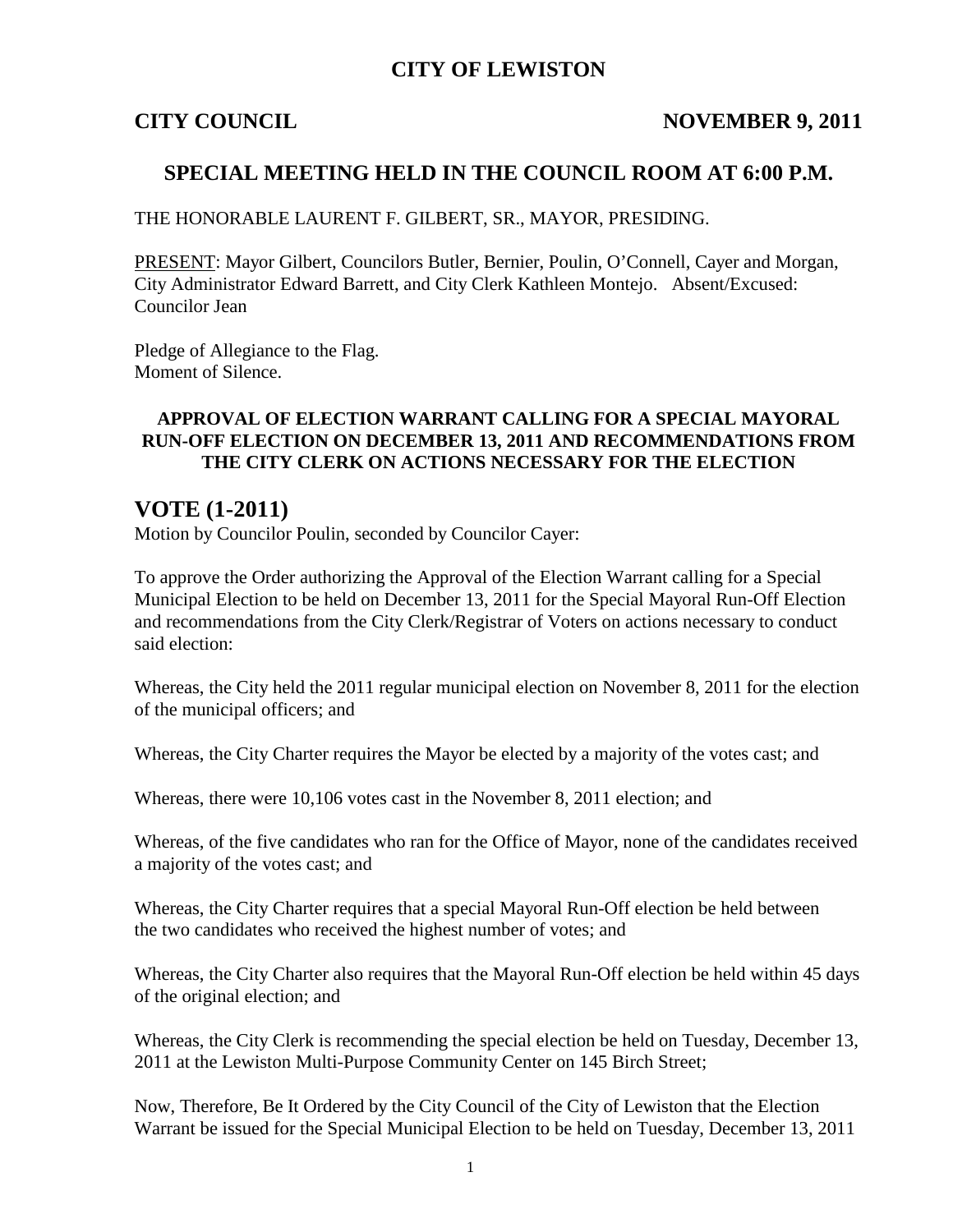# CITY OF LEWISTON

**CITY COUNCIL** **NOVEMBER 9, 2011**

## SPECIAL MEETING HELD IN THE COUNCIL ROOM AT 6:00 P.M.

THE HONORABLE LAURENT F. GILBERT, SR., MAYOR, PRESIDING.

PRESENT: Mayor Gilbert, Councilors Butler, Bernier, Poulin, O'Connell, Cayer and Morgan, City Administrator Edward Barrett, and City Clerk Kathleen Montejo. Absent/Excused: Councilor Jean

Pledge of Allegiance to the Flag.
Moment of Silence.

### APPROVAL OF ELECTION WARRANT CALLING FOR A SPECIAL MAYORAL RUN-OFF ELECTION ON DECEMBER 13, 2011 AND RECOMMENDATIONS FROM THE CITY CLERK ON ACTIONS NECESSARY FOR THE ELECTION

## VOTE (1-2011)

Motion by Councilor Poulin, seconded by Councilor Cayer:

To approve the Order authorizing the Approval of the Election Warrant calling for a Special Municipal Election to be held on December 13, 2011 for the Special Mayoral Run-Off Election and recommendations from the City Clerk/Registrar of Voters on actions necessary to conduct said election:

Whereas, the City held the 2011 regular municipal election on November 8, 2011 for the election of the municipal officers; and

Whereas, the City Charter requires the Mayor be elected by a majority of the votes cast; and

Whereas, there were 10,106 votes cast in the November 8, 2011 election; and

Whereas, of the five candidates who ran for the Office of Mayor, none of the candidates received a majority of the votes cast; and

Whereas, the City Charter requires that a special Mayoral Run-Off election be held between the two candidates who received the highest number of votes; and

Whereas, the City Charter also requires that the Mayoral Run-Off election be held within 45 days of the original election; and

Whereas, the City Clerk is recommending the special election be held on Tuesday, December 13, 2011 at the Lewiston Multi-Purpose Community Center on 145 Birch Street;

Now, Therefore, Be It Ordered by the City Council of the City of Lewiston that the Election Warrant be issued for the Special Municipal Election to be held on Tuesday, December 13, 2011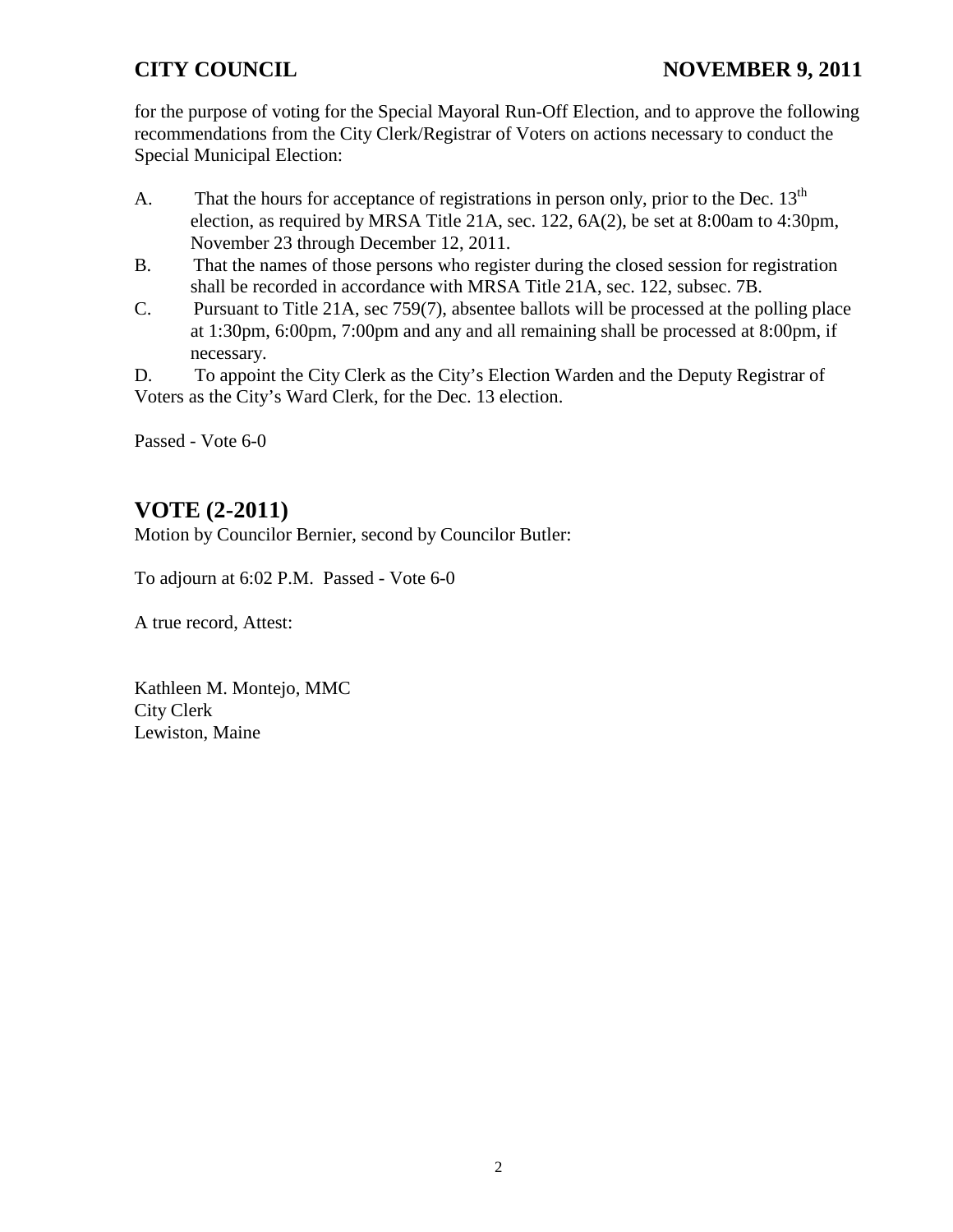for the purpose of voting for the Special Mayoral Run-Off Election, and to approve the following recommendations from the City Clerk/Registrar of Voters on actions necessary to conduct the Special Municipal Election:

A. That the hours for acceptance of registrations in person only, prior to the Dec. 13th election, as required by MRSA Title 21A, sec. 122, 6A(2), be set at 8:00am to 4:30pm, November 23 through December 12, 2011.

B. That the names of those persons who register during the closed session for registration shall be recorded in accordance with MRSA Title 21A, sec. 122, subsec. 7B.

C. Pursuant to Title 21A, sec 759(7), absentee ballots will be processed at the polling place at 1:30pm, 6:00pm, 7:00pm and any and all remaining shall be processed at 8:00pm, if necessary.

D. To appoint the City Clerk as the City's Election Warden and the Deputy Registrar of Voters as the City's Ward Clerk, for the Dec. 13 election.

Passed - Vote 6-0

## VOTE (2-2011)

Motion by Councilor Bernier, second by Councilor Butler:

To adjourn at 6:02 P.M. Passed - Vote 6-0

A true record, Attest:

Kathleen M. Montejo, MMC
City Clerk
Lewiston, Maine